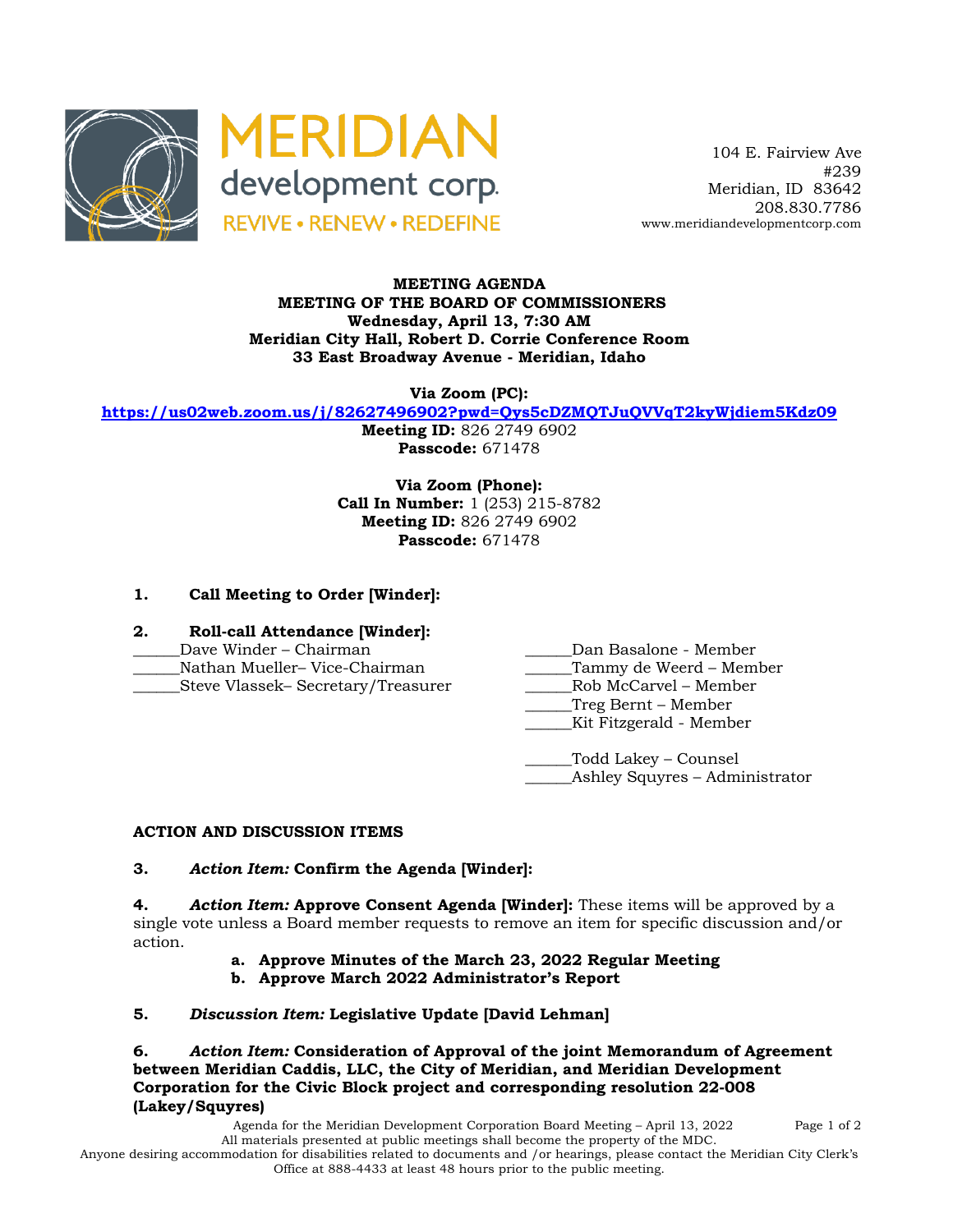MERIDIAN development corp.
REVIVE • RENEW • REDEFINE

104 E. Fairview Ave
#239
Meridian, ID 83642
208.830.7786
www.meridiandevelopmentcorp.com

**MEETING AGENDA**
**MEETING OF THE BOARD OF COMMISSIONERS**
**Wednesday, April 13, 7:30 AM**
**Meridian City Hall, Robert D. Corrie Conference Room**
**33 East Broadway Avenue - Meridian, Idaho**

**Via Zoom (PC):**
**https://us02web.zoom.us/j/82627496902?pwd=Qys5cDZMQTJuQVVqT2kyWjdiem5Kdz09**
**Meeting ID:** 826 2749 6902
**Passcode:** 671478

**Via Zoom (Phone):**
**Call In Number:** 1 (253) 215-8782
**Meeting ID:** 826 2749 6902
**Passcode:** 671478

**1. Call Meeting to Order [Winder]:**

**2. Roll-call Attendance [Winder]:**

______Dave Winder – Chairman
______Nathan Mueller– Vice-Chairman
______Steve Vlassek– Secretary/Treasurer
______Dan Basalone - Member
______Tammy de Weerd – Member
______Rob McCarvel – Member
______Treg Bernt – Member
______Kit Fitzgerald - Member

______Todd Lakey – Counsel
______Ashley Squyres – Administrator

**ACTION AND DISCUSSION ITEMS**

**3.** ***Action Item:*** **Confirm the Agenda [Winder]:**

**4.** ***Action Item:*** **Approve Consent Agenda [Winder]:** These items will be approved by a single vote unless a Board member requests to remove an item for specific discussion and/or action.

- **a. Approve Minutes of the March 23, 2022 Regular Meeting**
- **b. Approve March 2022 Administrator's Report**

**5.** ***Discussion Item:*** **Legislative Update [David Lehman]**

**6.** ***Action Item:*** **Consideration of Approval of the joint Memorandum of Agreement between Meridian Caddis, LLC, the City of Meridian, and Meridian Development Corporation for the Civic Block project and corresponding resolution 22-008 (Lakey/Squyres)**

Agenda for the Meridian Development Corporation Board Meeting – April 13, 2022
All materials presented at public meetings shall become the property of the MDC.
Anyone desiring accommodation for disabilities related to documents and /or hearings, please contact the Meridian City Clerk's Office at 888-4433 at least 48 hours prior to the public meeting.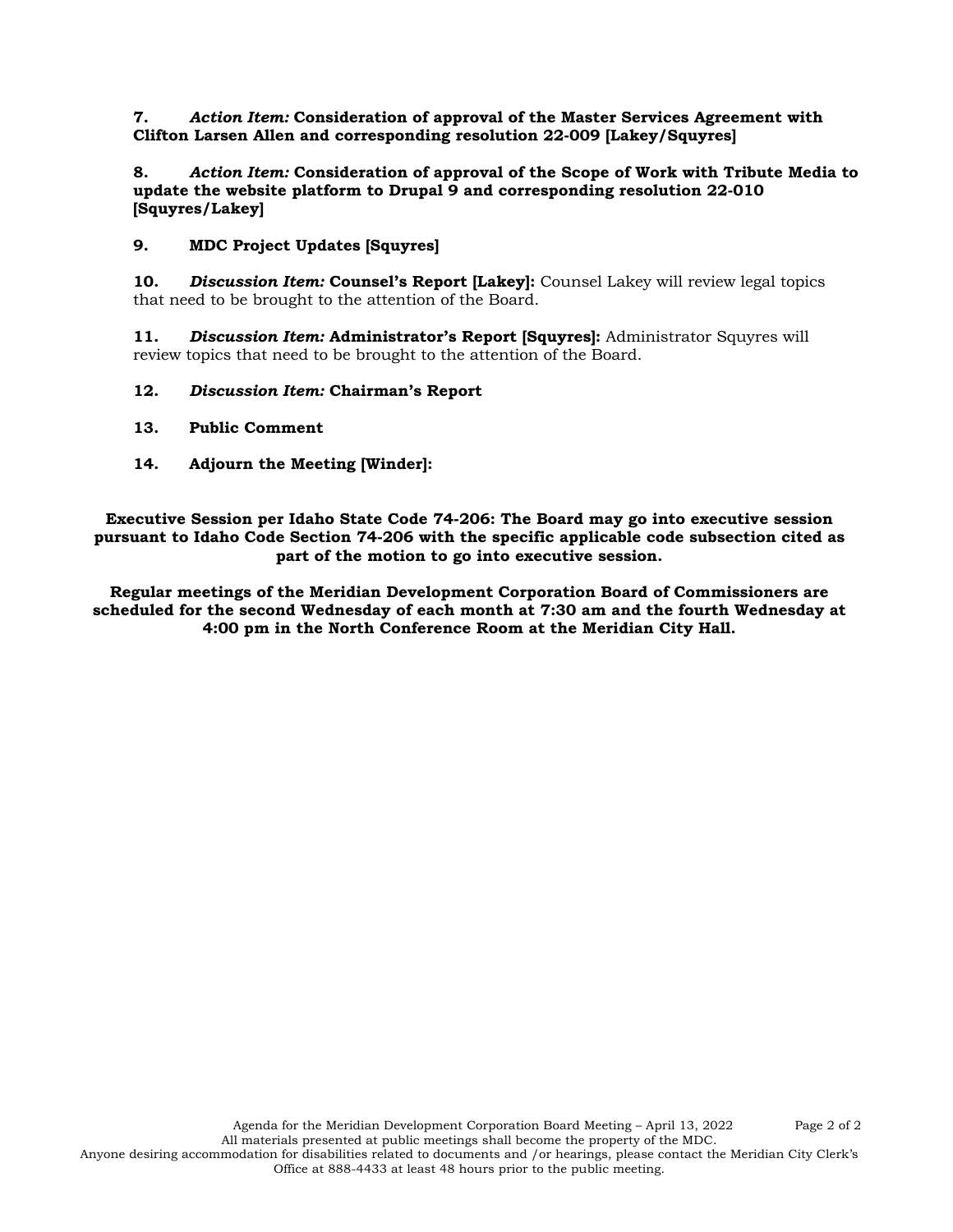**7.** ***Action Item:*** **Consideration of approval of the Master Services Agreement with Clifton Larsen Allen and corresponding resolution 22-009 [Lakey/Squyres]**

**8.** ***Action Item:*** **Consideration of approval of the Scope of Work with Tribute Media to update the website platform to Drupal 9 and corresponding resolution 22-010 [Squyres/Lakey]**

**9.** **MDC Project Updates [Squyres]**

**10.** ***Discussion Item:*** **Counsel's Report [Lakey]:** Counsel Lakey will review legal topics that need to be brought to the attention of the Board.

**11.** ***Discussion Item:*** **Administrator's Report [Squyres]:** Administrator Squyres will review topics that need to be brought to the attention of the Board.

**12.** ***Discussion Item:*** **Chairman's Report**

**13.** **Public Comment**

**14.** **Adjourn the Meeting [Winder]:**

**Executive Session per Idaho State Code 74-206: The Board may go into executive session pursuant to Idaho Code Section 74-206 with the specific applicable code subsection cited as part of the motion to go into executive session.**

**Regular meetings of the Meridian Development Corporation Board of Commissioners are scheduled for the second Wednesday of each month at 7:30 am and the fourth Wednesday at 4:00 pm in the North Conference Room at the Meridian City Hall.**

All materials presented at public meetings shall become the property of the MDC.
Anyone desiring accommodation for disabilities related to documents and /or hearings, please contact the Meridian City Clerk's Office at 888-4433 at least 48 hours prior to the public meeting.